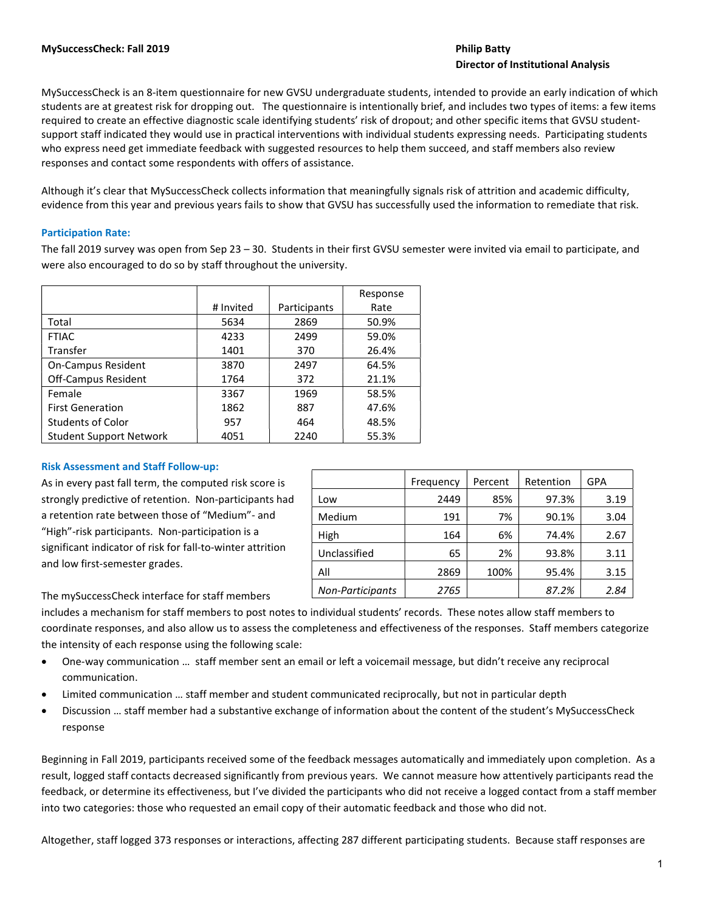**MySuccessCheck: Fall 2019**

**Philip Batty**
**Director of Institutional Analysis**

MySuccessCheck is an 8-item questionnaire for new GVSU undergraduate students, intended to provide an early indication of which students are at greatest risk for dropping out. The questionnaire is intentionally brief, and includes two types of items: a few items required to create an effective diagnostic scale identifying students' risk of dropout; and other specific items that GVSU student-support staff indicated they would use in practical interventions with individual students expressing needs. Participating students who express need get immediate feedback with suggested resources to help them succeed, and staff members also review responses and contact some respondents with offers of assistance.

Although it's clear that MySuccessCheck collects information that meaningfully signals risk of attrition and academic difficulty, evidence from this year and previous years fails to show that GVSU has successfully used the information to remediate that risk.

## Participation Rate:

The fall 2019 survey was open from Sep 23 – 30. Students in their first GVSU semester were invited via email to participate, and were also encouraged to do so by staff throughout the university.

| | # Invited | Participants | Response Rate |
|---|---|---|---|
| Total | 5634 | 2869 | 50.9% |
| FTIAC | 4233 | 2499 | 59.0% |
| Transfer | 1401 | 370 | 26.4% |
| On-Campus Resident | 3870 | 2497 | 64.5% |
| Off-Campus Resident | 1764 | 372 | 21.1% |
| Female | 3367 | 1969 | 58.5% |
| First Generation | 1862 | 887 | 47.6% |
| Students of Color | 957 | 464 | 48.5% |
| Student Support Network | 4051 | 2240 | 55.3% |

## Risk Assessment and Staff Follow-up:

As in every past fall term, the computed risk score is strongly predictive of retention. Non-participants had a retention rate between those of "Medium"- and "High"-risk participants. Non-participation is a significant indicator of risk for fall-to-winter attrition and low first-semester grades.

| | Frequency | Percent | Retention | GPA |
|---|---|---|---|---|
| Low | 2449 | 85% | 97.3% | 3.19 |
| Medium | 191 | 7% | 90.1% | 3.04 |
| High | 164 | 6% | 74.4% | 2.67 |
| Unclassified | 65 | 2% | 93.8% | 3.11 |
| All | 2869 | 100% | 95.4% | 3.15 |
| *Non-Participants* | *2765* | | *87.2%* | *2.84* |

The mySuccessCheck interface for staff members includes a mechanism for staff members to post notes to individual students' records. These notes allow staff members to coordinate responses, and also allow us to assess the completeness and effectiveness of the responses. Staff members categorize the intensity of each response using the following scale:

- One-way communication … staff member sent an email or left a voicemail message, but didn't receive any reciprocal communication.
- Limited communication … staff member and student communicated reciprocally, but not in particular depth
- Discussion … staff member had a substantive exchange of information about the content of the student's MySuccessCheck response

Beginning in Fall 2019, participants received some of the feedback messages automatically and immediately upon completion. As a result, logged staff contacts decreased significantly from previous years. We cannot measure how attentively participants read the feedback, or determine its effectiveness, but I've divided the participants who did not receive a logged contact from a staff member into two categories: those who requested an email copy of their automatic feedback and those who did not.

Altogether, staff logged 373 responses or interactions, affecting 287 different participating students. Because staff responses are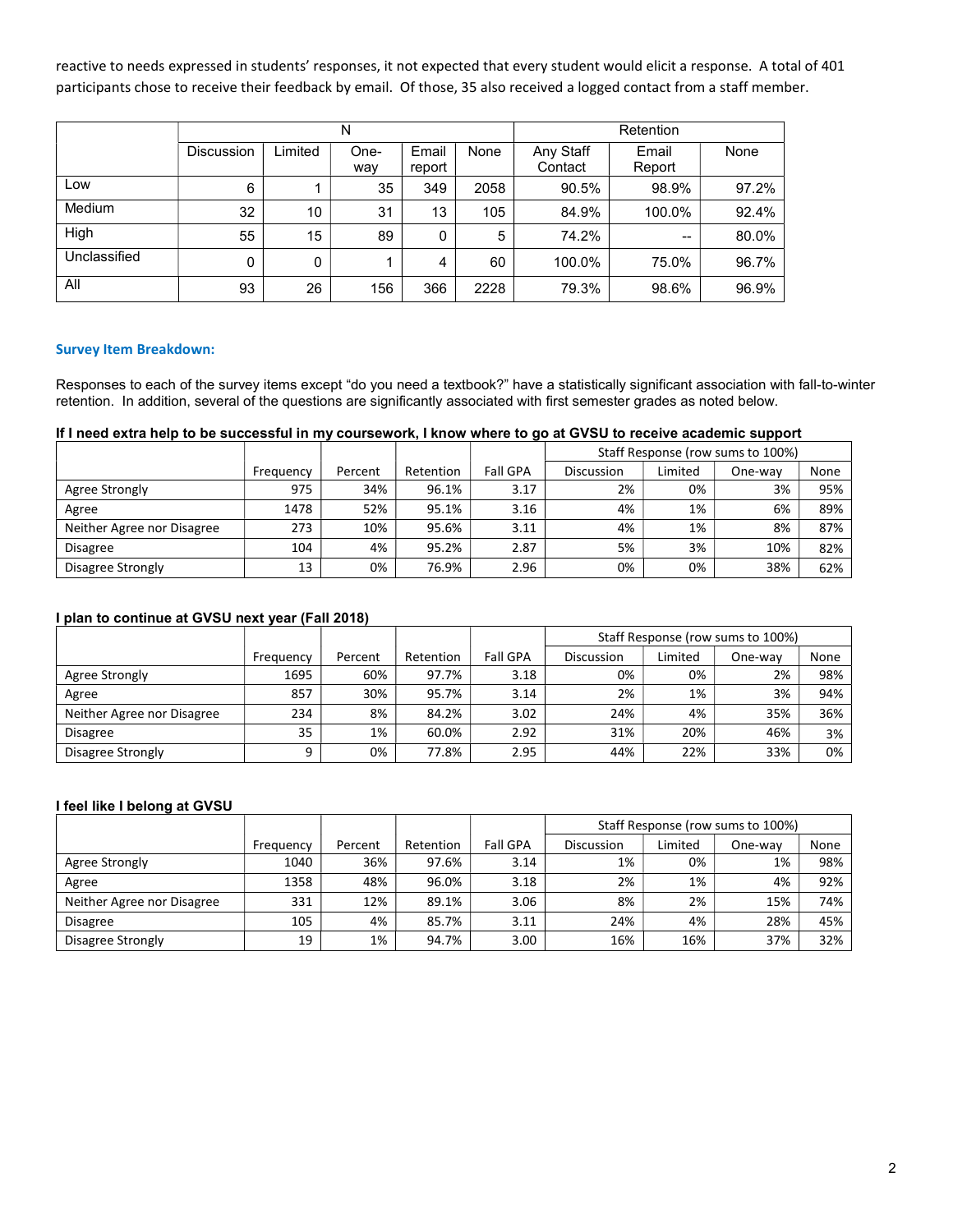reactive to needs expressed in students' responses, it not expected that every student would elicit a response. A total of 401 participants chose to receive their feedback by email. Of those, 35 also received a logged contact from a staff member.

| | N | | | | | Retention | | |
|---|---|---|---|---|---|---|---|---|
| | Discussion | Limited | One-way | Email report | None | Any Staff Contact | Email Report | None |
| Low | 6 | 1 | 35 | 349 | 2058 | 90.5% | 98.9% | 97.2% |
| Medium | 32 | 10 | 31 | 13 | 105 | 84.9% | 100.0% | 92.4% |
| High | 55 | 15 | 89 | 0 | 5 | 74.2% | -- | 80.0% |
| Unclassified | 0 | 0 | 1 | 4 | 60 | 100.0% | 75.0% | 96.7% |
| All | 93 | 26 | 156 | 366 | 2228 | 79.3% | 98.6% | 96.9% |

### Survey Item Breakdown:

Responses to each of the survey items except "do you need a textbook?" have a statistically significant association with fall-to-winter retention. In addition, several of the questions are significantly associated with first semester grades as noted below.

**If I need extra help to be successful in my coursework, I know where to go at GVSU to receive academic support**

| | | | | | Staff Response (row sums to 100%) | | | |
|---|---|---|---|---|---|---|---|---|
| | Frequency | Percent | Retention | Fall GPA | Discussion | Limited | One-way | None |
| Agree Strongly | 975 | 34% | 96.1% | 3.17 | 2% | 0% | 3% | 95% |
| Agree | 1478 | 52% | 95.1% | 3.16 | 4% | 1% | 6% | 89% |
| Neither Agree nor Disagree | 273 | 10% | 95.6% | 3.11 | 4% | 1% | 8% | 87% |
| Disagree | 104 | 4% | 95.2% | 2.87 | 5% | 3% | 10% | 82% |
| Disagree Strongly | 13 | 0% | 76.9% | 2.96 | 0% | 0% | 38% | 62% |

**I plan to continue at GVSU next year (Fall 2018)**

| | | | | | Staff Response (row sums to 100%) | | | |
|---|---|---|---|---|---|---|---|---|
| | Frequency | Percent | Retention | Fall GPA | Discussion | Limited | One-way | None |
| Agree Strongly | 1695 | 60% | 97.7% | 3.18 | 0% | 0% | 2% | 98% |
| Agree | 857 | 30% | 95.7% | 3.14 | 2% | 1% | 3% | 94% |
| Neither Agree nor Disagree | 234 | 8% | 84.2% | 3.02 | 24% | 4% | 35% | 36% |
| Disagree | 35 | 1% | 60.0% | 2.92 | 31% | 20% | 46% | 3% |
| Disagree Strongly | 9 | 0% | 77.8% | 2.95 | 44% | 22% | 33% | 0% |

**I feel like I belong at GVSU**

| | | | | | Staff Response (row sums to 100%) | | | |
|---|---|---|---|---|---|---|---|---|
| | Frequency | Percent | Retention | Fall GPA | Discussion | Limited | One-way | None |
| Agree Strongly | 1040 | 36% | 97.6% | 3.14 | 1% | 0% | 1% | 98% |
| Agree | 1358 | 48% | 96.0% | 3.18 | 2% | 1% | 4% | 92% |
| Neither Agree nor Disagree | 331 | 12% | 89.1% | 3.06 | 8% | 2% | 15% | 74% |
| Disagree | 105 | 4% | 85.7% | 3.11 | 24% | 4% | 28% | 45% |
| Disagree Strongly | 19 | 1% | 94.7% | 3.00 | 16% | 16% | 37% | 32% |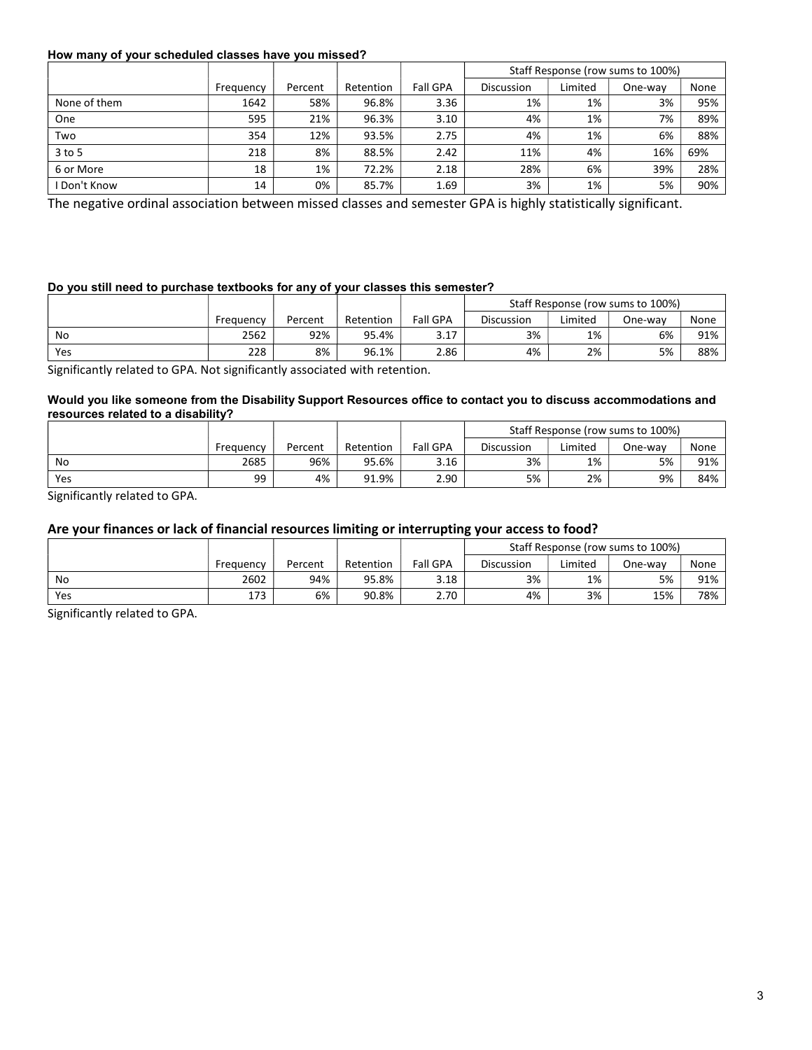**How many of your scheduled classes have you missed?**

| | | | | | Staff Response (row sums to 100%) | | | |
|---|---|---|---|---|---|---|---|---|
| | Frequency | Percent | Retention | Fall GPA | Discussion | Limited | One-way | None |
| None of them | 1642 | 58% | 96.8% | 3.36 | 1% | 1% | 3% | 95% |
| One | 595 | 21% | 96.3% | 3.10 | 4% | 1% | 7% | 89% |
| Two | 354 | 12% | 93.5% | 2.75 | 4% | 1% | 6% | 88% |
| 3 to 5 | 218 | 8% | 88.5% | 2.42 | 11% | 4% | 16% | 69% |
| 6 or More | 18 | 1% | 72.2% | 2.18 | 28% | 6% | 39% | 28% |
| I Don't Know | 14 | 0% | 85.7% | 1.69 | 3% | 1% | 5% | 90% |

The negative ordinal association between missed classes and semester GPA is highly statistically significant.

**Do you still need to purchase textbooks for any of your classes this semester?**

| | | | | | Staff Response (row sums to 100%) | | | |
|---|---|---|---|---|---|---|---|---|
| | Frequency | Percent | Retention | Fall GPA | Discussion | Limited | One-way | None |
| No | 2562 | 92% | 95.4% | 3.17 | 3% | 1% | 6% | 91% |
| Yes | 228 | 8% | 96.1% | 2.86 | 4% | 2% | 5% | 88% |

Significantly related to GPA. Not significantly associated with retention.

**Would you like someone from the Disability Support Resources office to contact you to discuss accommodations and resources related to a disability?**

| | | | | | Staff Response (row sums to 100%) | | | |
|---|---|---|---|---|---|---|---|---|
| | Frequency | Percent | Retention | Fall GPA | Discussion | Limited | One-way | None |
| No | 2685 | 96% | 95.6% | 3.16 | 3% | 1% | 5% | 91% |
| Yes | 99 | 4% | 91.9% | 2.90 | 5% | 2% | 9% | 84% |

Significantly related to GPA.

**Are your finances or lack of financial resources limiting or interrupting your access to food?**

| | | | | | Staff Response (row sums to 100%) | | | |
|---|---|---|---|---|---|---|---|---|
| | Frequency | Percent | Retention | Fall GPA | Discussion | Limited | One-way | None |
| No | 2602 | 94% | 95.8% | 3.18 | 3% | 1% | 5% | 91% |
| Yes | 173 | 6% | 90.8% | 2.70 | 4% | 3% | 15% | 78% |

Significantly related to GPA.